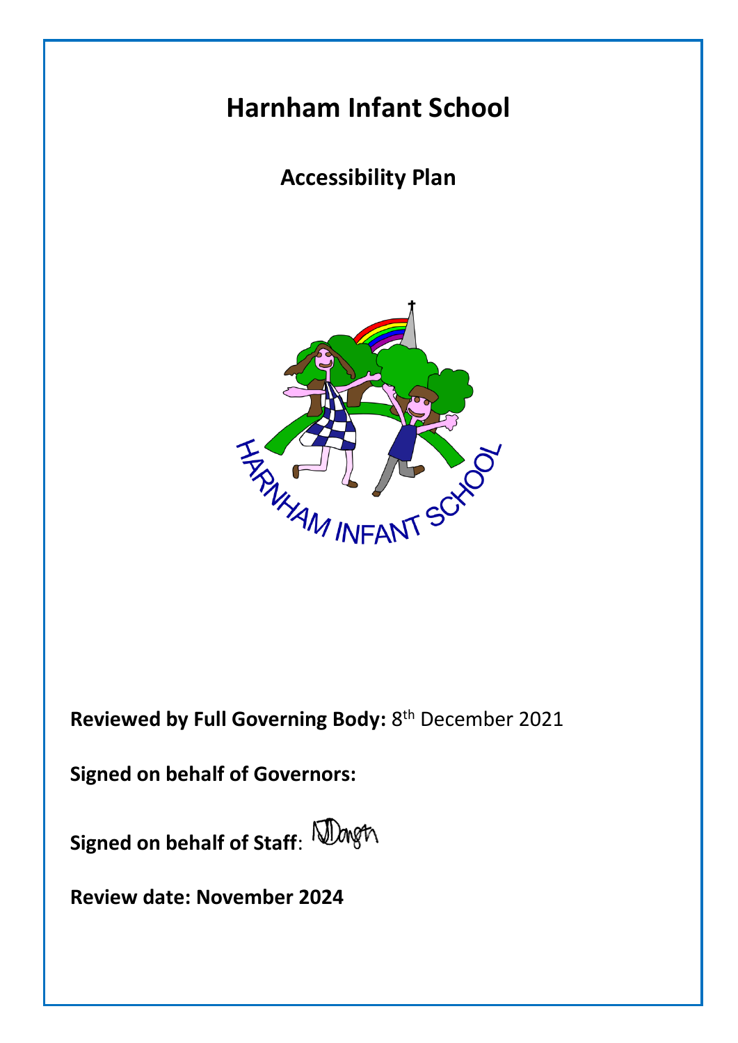# Harnham Infant School

## Accessibility Plan

**Reviewed by Full Governing Body:** 8th December 2021

**Signed on behalf of Governors:**

**Signed on behalf of Staff**:

**Review date: November 2024**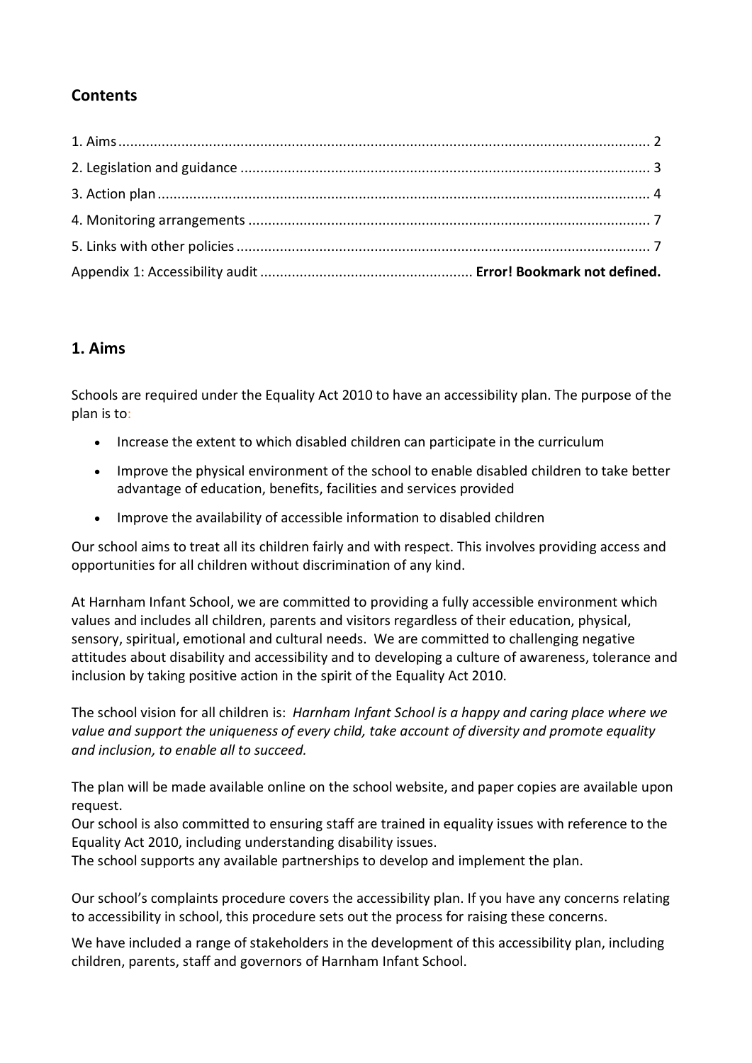## Contents

1. Aims ........................................................................................................................................ 2
2. Legislation and guidance ........................................................................................................ 3
3. Action plan ............................................................................................................................. 4
4. Monitoring arrangements ....................................................................................................... 7
5. Links with other policies ......................................................................................................... 7

Appendix 1: Accessibility audit ...................................................... **Error! Bookmark not defined.**

## 1. Aims

Schools are required under the Equality Act 2010 to have an accessibility plan. The purpose of the plan is to:

- Increase the extent to which disabled children can participate in the curriculum
- Improve the physical environment of the school to enable disabled children to take better advantage of education, benefits, facilities and services provided
- Improve the availability of accessible information to disabled children

Our school aims to treat all its children fairly and with respect. This involves providing access and opportunities for all children without discrimination of any kind.

At Harnham Infant School, we are committed to providing a fully accessible environment which values and includes all children, parents and visitors regardless of their education, physical, sensory, spiritual, emotional and cultural needs. We are committed to challenging negative attitudes about disability and accessibility and to developing a culture of awareness, tolerance and inclusion by taking positive action in the spirit of the Equality Act 2010.

The school vision for all children is: *Harnham Infant School is a happy and caring place where we value and support the uniqueness of every child, take account of diversity and promote equality and inclusion, to enable all to succeed.*

The plan will be made available online on the school website, and paper copies are available upon request.
Our school is also committed to ensuring staff are trained in equality issues with reference to the Equality Act 2010, including understanding disability issues.
The school supports any available partnerships to develop and implement the plan.

Our school's complaints procedure covers the accessibility plan. If you have any concerns relating to accessibility in school, this procedure sets out the process for raising these concerns.

We have included a range of stakeholders in the development of this accessibility plan, including children, parents, staff and governors of Harnham Infant School.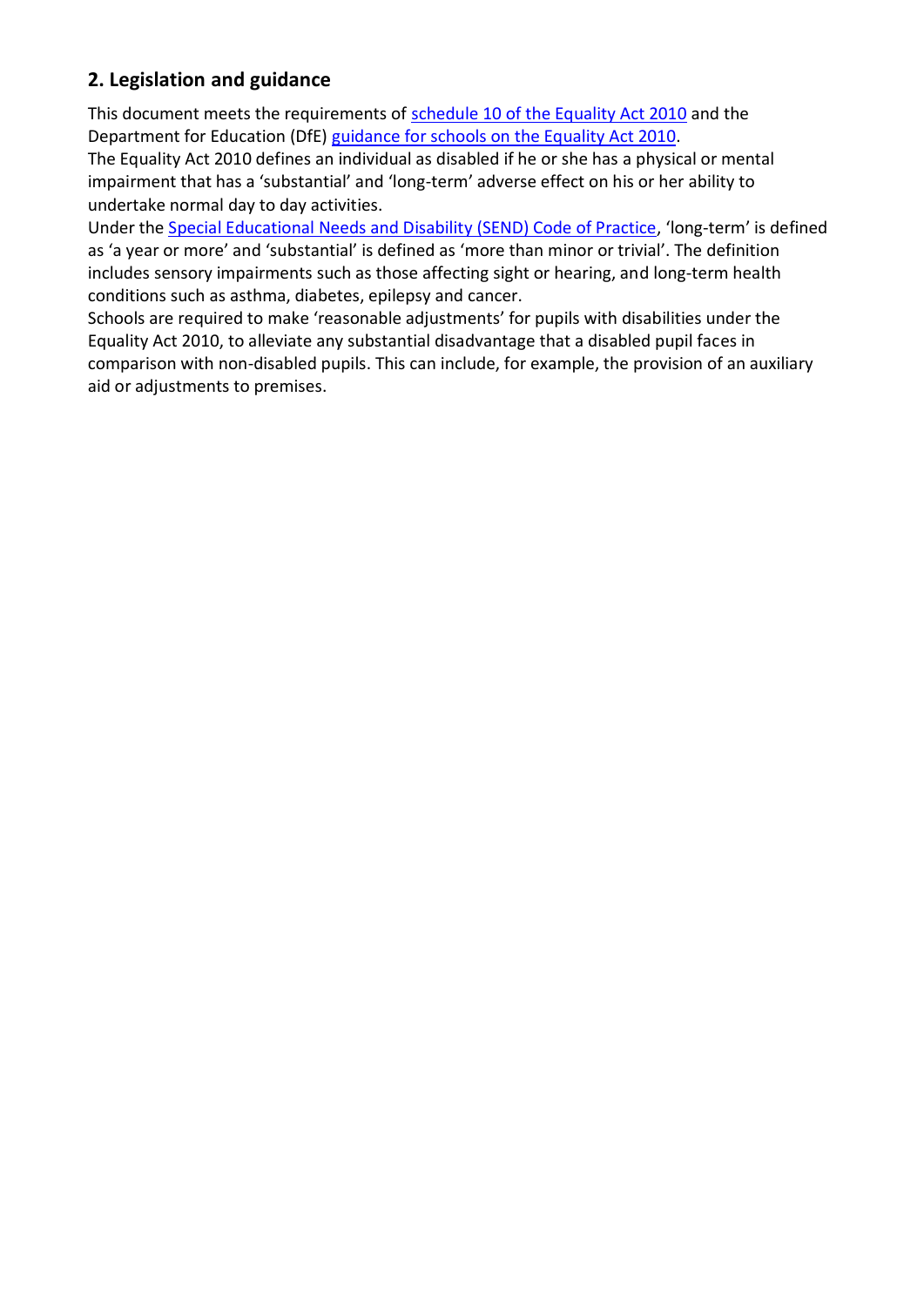## 2. Legislation and guidance

This document meets the requirements of [schedule 10 of the Equality Act 2010] and the Department for Education (DfE) [guidance for schools on the Equality Act 2010].

The Equality Act 2010 defines an individual as disabled if he or she has a physical or mental impairment that has a 'substantial' and 'long-term' adverse effect on his or her ability to undertake normal day to day activities.

Under the [Special Educational Needs and Disability (SEND) Code of Practice], 'long-term' is defined as 'a year or more' and 'substantial' is defined as 'more than minor or trivial'. The definition includes sensory impairments such as those affecting sight or hearing, and long-term health conditions such as asthma, diabetes, epilepsy and cancer.

Schools are required to make 'reasonable adjustments' for pupils with disabilities under the Equality Act 2010, to alleviate any substantial disadvantage that a disabled pupil faces in comparison with non-disabled pupils. This can include, for example, the provision of an auxiliary aid or adjustments to premises.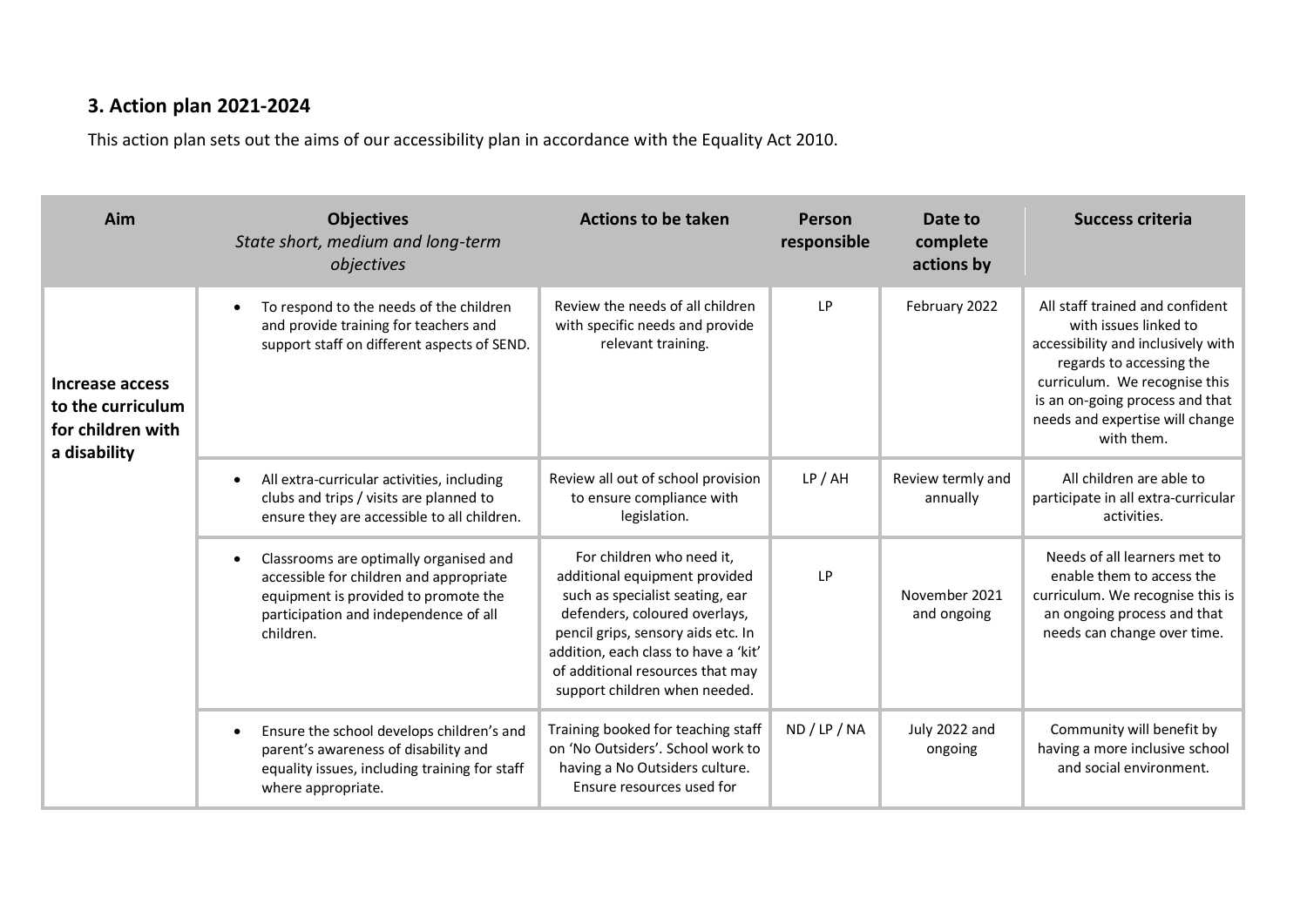### 3. Action plan 2021-2024

This action plan sets out the aims of our accessibility plan in accordance with the Equality Act 2010.

| Aim | Objectives *State short, medium and long-term objectives* | Actions to be taken | Person responsible | Date to complete actions by | Success criteria |
|---|---|---|---|---|---|
| **Increase access to the curriculum for children with a disability** | • To respond to the needs of the children and provide training for teachers and support staff on different aspects of SEND. | Review the needs of all children with specific needs and provide relevant training. | LP | February 2022 | All staff trained and confident with issues linked to accessibility and inclusively with regards to accessing the curriculum. We recognise this is an on-going process and that needs and expertise will change with them. |
| | • All extra-curricular activities, including clubs and trips / visits are planned to ensure they are accessible to all children. | Review all out of school provision to ensure compliance with legislation. | LP / AH | Review termly and annually | All children are able to participate in all extra-curricular activities. |
| | • Classrooms are optimally organised and accessible for children and appropriate equipment is provided to promote the participation and independence of all children. | For children who need it, additional equipment provided such as specialist seating, ear defenders, coloured overlays, pencil grips, sensory aids etc. In addition, each class to have a 'kit' of additional resources that may support children when needed. | LP | November 2021 and ongoing | Needs of all learners met to enable them to access the curriculum. We recognise this is an ongoing process and that needs can change over time. |
| | • Ensure the school develops children's and parent's awareness of disability and equality issues, including training for staff where appropriate. | Training booked for teaching staff on 'No Outsiders'. School work to having a No Outsiders culture. Ensure resources used for | ND / LP / NA | July 2022 and ongoing | Community will benefit by having a more inclusive school and social environment. |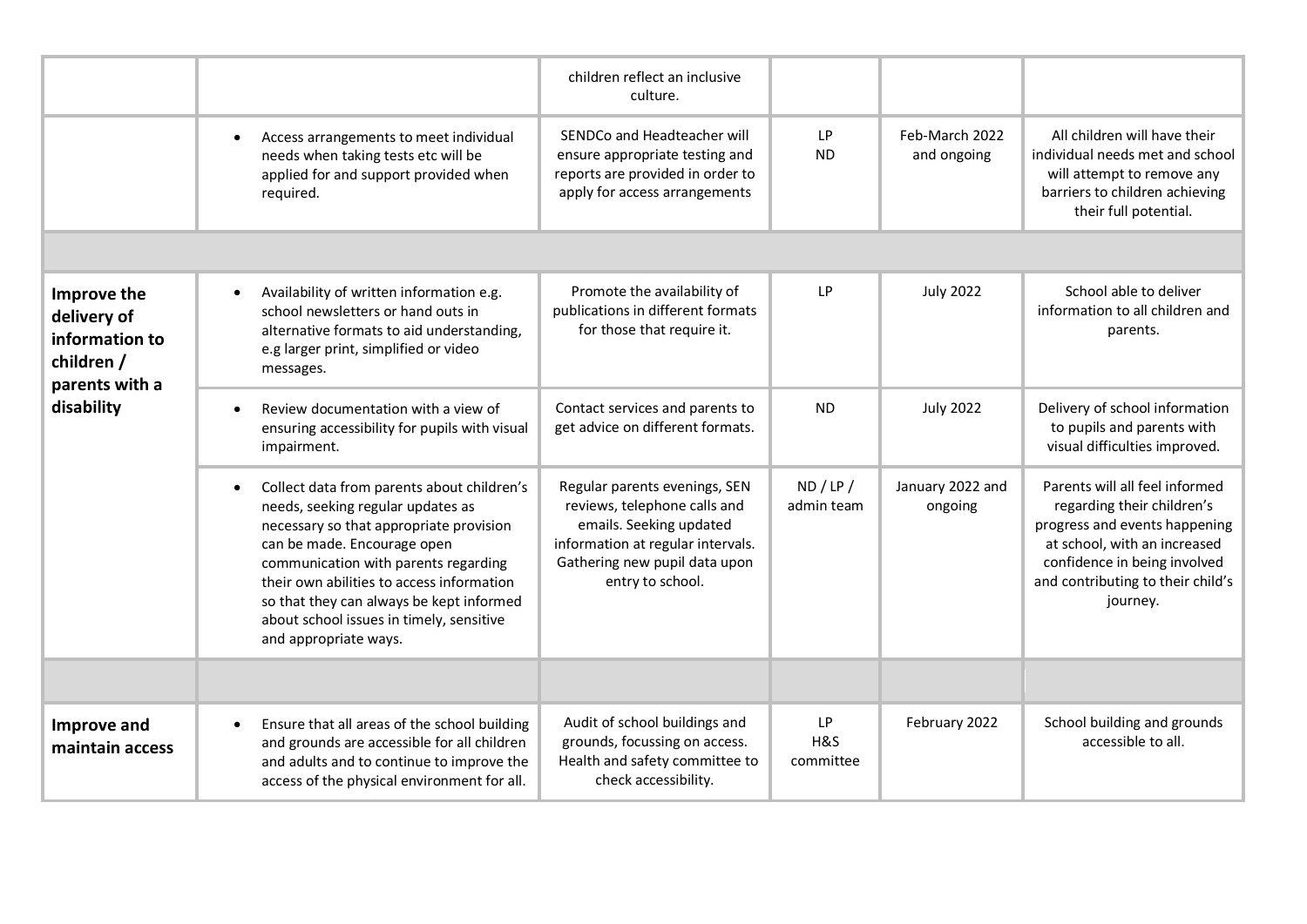| | | | | | |
|---|---|---|---|---|---|
| | | children reflect an inclusive culture. | | | |
| | • Access arrangements to meet individual needs when taking tests etc will be applied for and support provided when required. | SENDCo and Headteacher will ensure appropriate testing and reports are provided in order to apply for access arrangements | LP ND | Feb-March 2022 and ongoing | All children will have their individual needs met and school will attempt to remove any barriers to children achieving their full potential. |
| | | | | | |
| **Improve the delivery of information to children / parents with a disability** | • Availability of written information e.g. school newsletters or hand outs in alternative formats to aid understanding, e.g larger print, simplified or video messages. | Promote the availability of publications in different formats for those that require it. | LP | July 2022 | School able to deliver information to all children and parents. |
| | • Review documentation with a view of ensuring accessibility for pupils with visual impairment. | Contact services and parents to get advice on different formats. | ND | July 2022 | Delivery of school information to pupils and parents with visual difficulties improved. |
| | • Collect data from parents about children's needs, seeking regular updates as necessary so that appropriate provision can be made. Encourage open communication with parents regarding their own abilities to access information so that they can always be kept informed about school issues in timely, sensitive and appropriate ways. | Regular parents evenings, SEN reviews, telephone calls and emails. Seeking updated information at regular intervals. Gathering new pupil data upon entry to school. | ND / LP / admin team | January 2022 and ongoing | Parents will all feel informed regarding their children's progress and events happening at school, with an increased confidence in being involved and contributing to their child's journey. |
| | | | | | |
| **Improve and maintain access** | • Ensure that all areas of the school building and grounds are accessible for all children and adults and to continue to improve the access of the physical environment for all. | Audit of school buildings and grounds, focussing on access. Health and safety committee to check accessibility. | LP H&S committee | February 2022 | School building and grounds accessible to all. |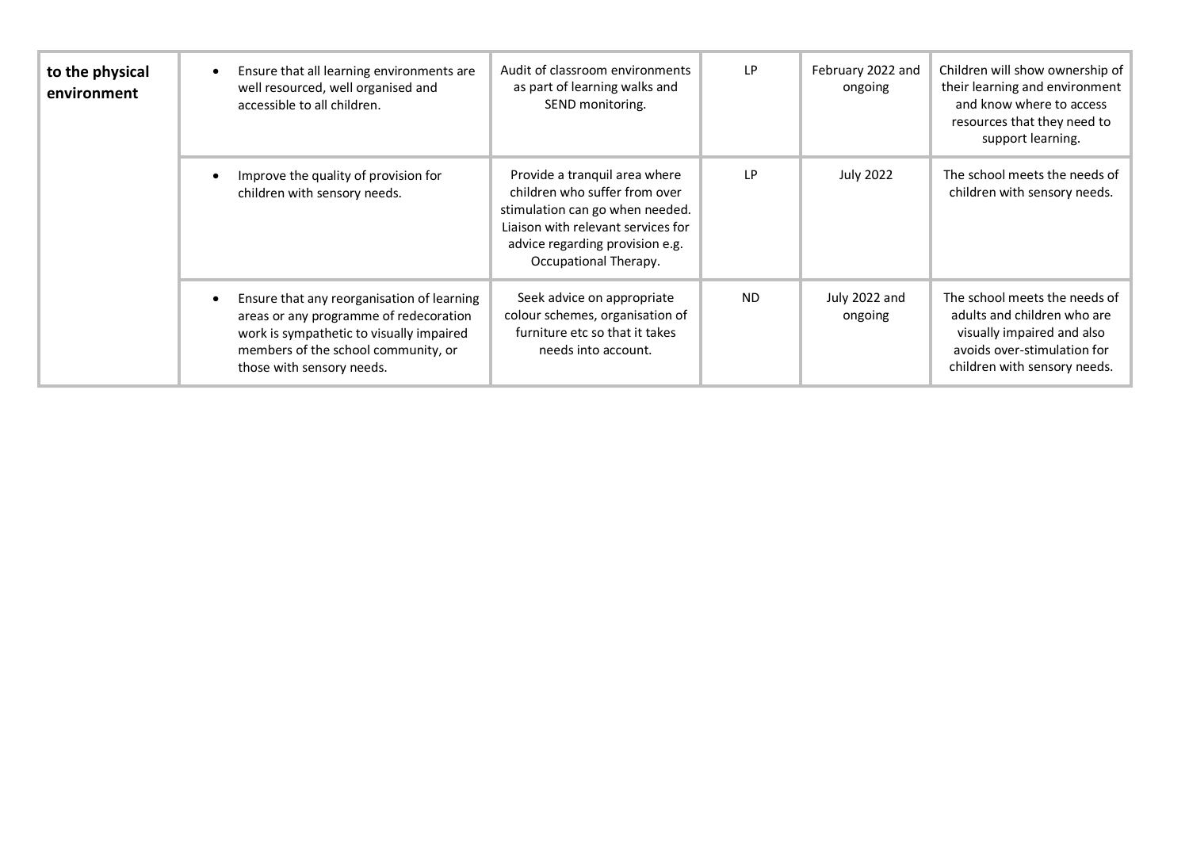| **to the physical environment** | • Ensure that all learning environments are well resourced, well organised and accessible to all children. | Audit of classroom environments as part of learning walks and SEND monitoring. | LP | February 2022 and ongoing | Children will show ownership of their learning and environment and know where to access resources that they need to support learning. |
|---|---|---|---|---|---|
| | • Improve the quality of provision for children with sensory needs. | Provide a tranquil area where children who suffer from over stimulation can go when needed. Liaison with relevant services for advice regarding provision e.g. Occupational Therapy. | LP | July 2022 | The school meets the needs of children with sensory needs. |
| | • Ensure that any reorganisation of learning areas or any programme of redecoration work is sympathetic to visually impaired members of the school community, or those with sensory needs. | Seek advice on appropriate colour schemes, organisation of furniture etc so that it takes needs into account. | ND | July 2022 and ongoing | The school meets the needs of adults and children who are visually impaired and also avoids over-stimulation for children with sensory needs. |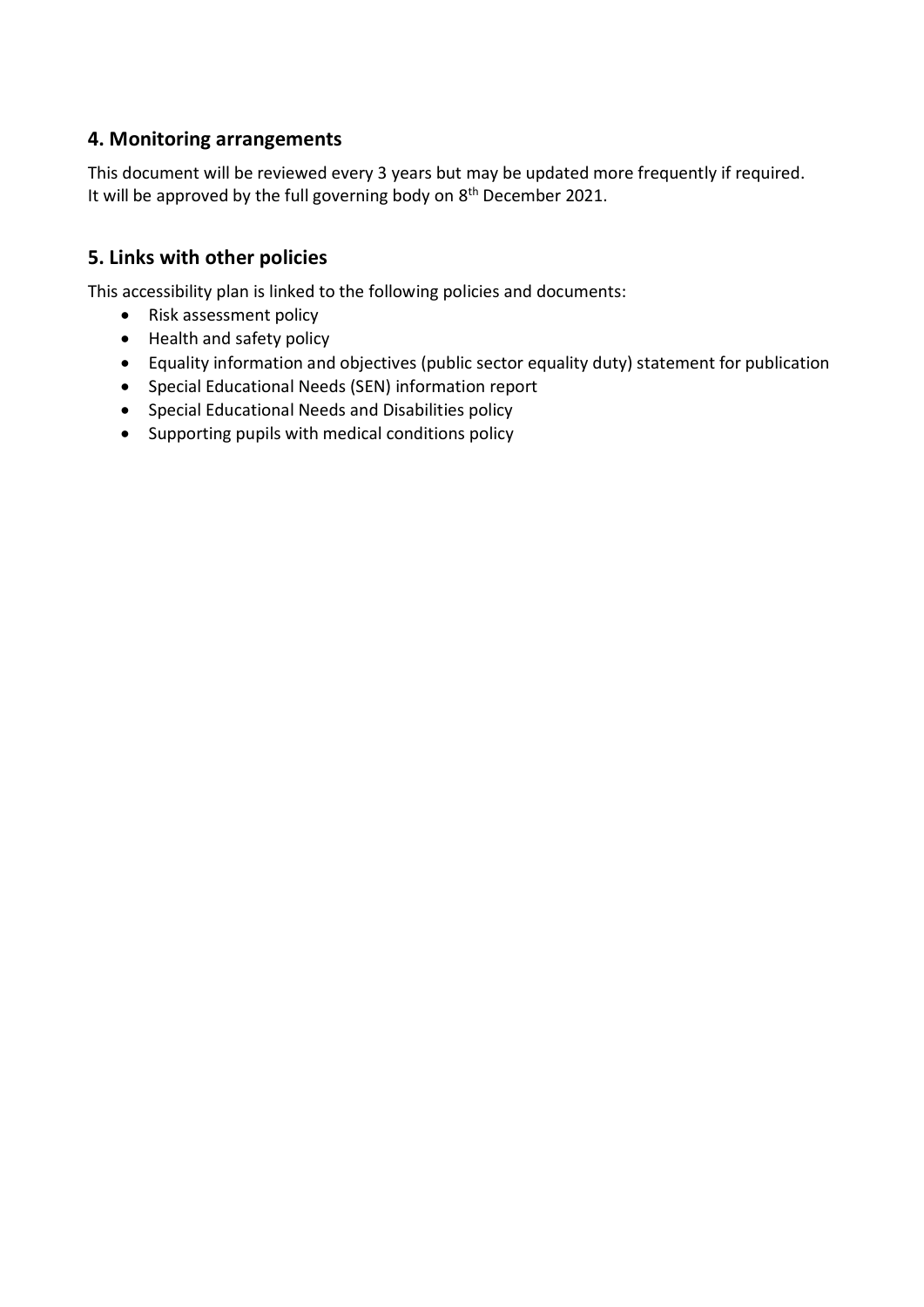## 4. Monitoring arrangements

This document will be reviewed every 3 years but may be updated more frequently if required.
It will be approved by the full governing body on 8th December 2021.

## 5. Links with other policies

This accessibility plan is linked to the following policies and documents:

- Risk assessment policy
- Health and safety policy
- Equality information and objectives (public sector equality duty) statement for publication
- Special Educational Needs (SEN) information report
- Special Educational Needs and Disabilities policy
- Supporting pupils with medical conditions policy